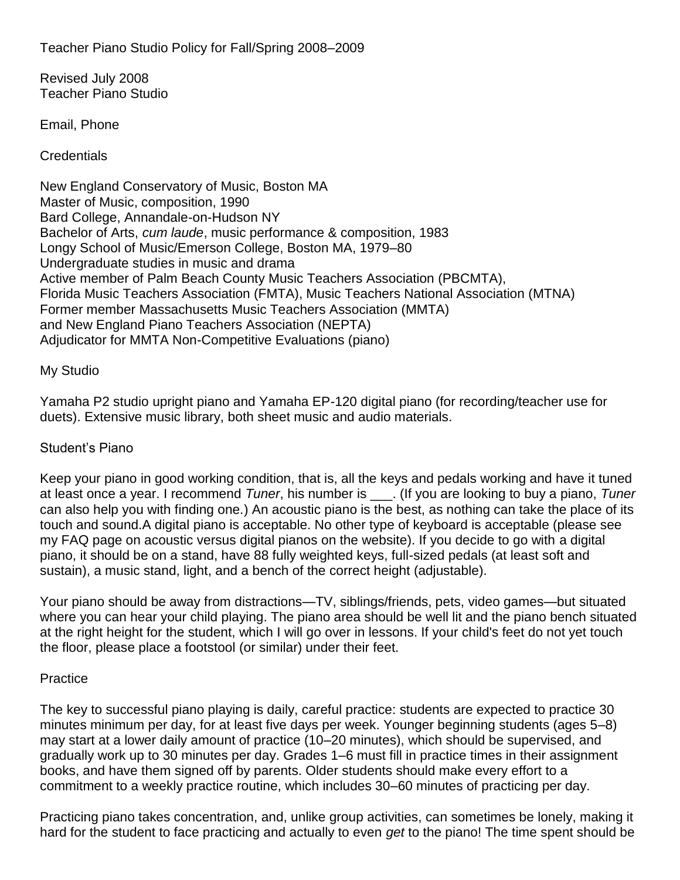# Teacher Piano Studio Policy for Fall/Spring 2008–2009

Revised July 2008
Teacher Piano Studio

Email, Phone

## Credentials

New England Conservatory of Music, Boston MA
Master of Music, composition, 1990
Bard College, Annandale-on-Hudson NY
Bachelor of Arts, *cum laude*, music performance & composition, 1983
Longy School of Music/Emerson College, Boston MA, 1979–80
Undergraduate studies in music and drama
Active member of Palm Beach County Music Teachers Association (PBCMTA),
Florida Music Teachers Association (FMTA), Music Teachers National Association (MTNA)
Former member Massachusetts Music Teachers Association (MMTA)
and New England Piano Teachers Association (NEPTA)
Adjudicator for MMTA Non-Competitive Evaluations (piano)

## My Studio

Yamaha P2 studio upright piano and Yamaha EP-120 digital piano (for recording/teacher use for duets). Extensive music library, both sheet music and audio materials.

## Student's Piano

Keep your piano in good working condition, that is, all the keys and pedals working and have it tuned at least once a year. I recommend *Tuner*, his number is ___. (If you are looking to buy a piano, *Tuner* can also help you with finding one.) An acoustic piano is the best, as nothing can take the place of its touch and sound.A digital piano is acceptable. No other type of keyboard is acceptable (please see my FAQ page on acoustic versus digital pianos on the website). If you decide to go with a digital piano, it should be on a stand, have 88 fully weighted keys, full-sized pedals (at least soft and sustain), a music stand, light, and a bench of the correct height (adjustable).

Your piano should be away from distractions—TV, siblings/friends, pets, video games—but situated where you can hear your child playing. The piano area should be well lit and the piano bench situated at the right height for the student, which I will go over in lessons. If your child's feet do not yet touch the floor, please place a footstool (or similar) under their feet.

## Practice

The key to successful piano playing is daily, careful practice: students are expected to practice 30 minutes minimum per day, for at least five days per week. Younger beginning students (ages 5–8) may start at a lower daily amount of practice (10–20 minutes), which should be supervised, and gradually work up to 30 minutes per day. Grades 1–6 must fill in practice times in their assignment books, and have them signed off by parents. Older students should make every effort to a commitment to a weekly practice routine, which includes 30–60 minutes of practicing per day.

Practicing piano takes concentration, and, unlike group activities, can sometimes be lonely, making it hard for the student to face practicing and actually to even *get* to the piano! The time spent should be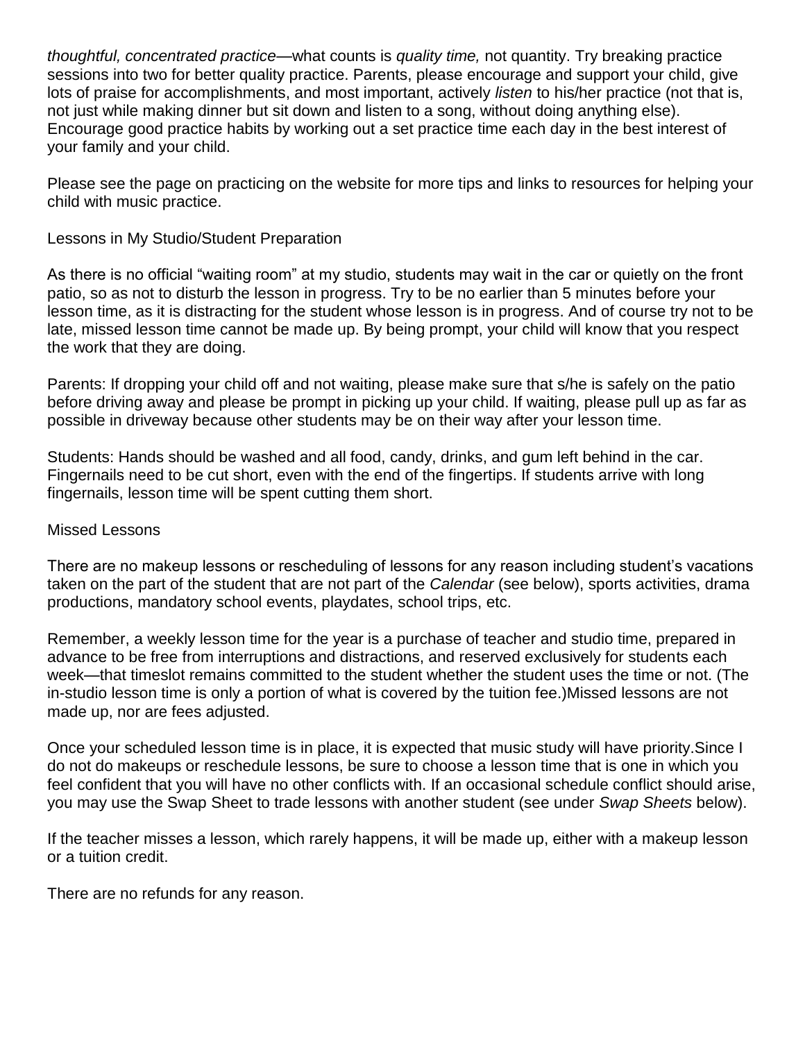*thoughtful, concentrated practice*—what counts is *quality time,* not quantity. Try breaking practice sessions into two for better quality practice. Parents, please encourage and support your child, give lots of praise for accomplishments, and most important, actively *listen* to his/her practice (not that is, not just while making dinner but sit down and listen to a song, without doing anything else). Encourage good practice habits by working out a set practice time each day in the best interest of your family and your child.

Please see the page on practicing on the website for more tips and links to resources for helping your child with music practice.

## Lessons in My Studio/Student Preparation

As there is no official "waiting room" at my studio, students may wait in the car or quietly on the front patio, so as not to disturb the lesson in progress. Try to be no earlier than 5 minutes before your lesson time, as it is distracting for the student whose lesson is in progress. And of course try not to be late, missed lesson time cannot be made up. By being prompt, your child will know that you respect the work that they are doing.

Parents: If dropping your child off and not waiting, please make sure that s/he is safely on the patio before driving away and please be prompt in picking up your child. If waiting, please pull up as far as possible in driveway because other students may be on their way after your lesson time.

Students: Hands should be washed and all food, candy, drinks, and gum left behind in the car. Fingernails need to be cut short, even with the end of the fingertips. If students arrive with long fingernails, lesson time will be spent cutting them short.

## Missed Lessons

There are no makeup lessons or rescheduling of lessons for any reason including student's vacations taken on the part of the student that are not part of the *Calendar* (see below), sports activities, drama productions, mandatory school events, playdates, school trips, etc.

Remember, a weekly lesson time for the year is a purchase of teacher and studio time, prepared in advance to be free from interruptions and distractions, and reserved exclusively for students each week—that timeslot remains committed to the student whether the student uses the time or not. (The in-studio lesson time is only a portion of what is covered by the tuition fee.)Missed lessons are not made up, nor are fees adjusted.

Once your scheduled lesson time is in place, it is expected that music study will have priority.Since I do not do makeups or reschedule lessons, be sure to choose a lesson time that is one in which you feel confident that you will have no other conflicts with. If an occasional schedule conflict should arise, you may use the Swap Sheet to trade lessons with another student (see under *Swap Sheets* below).

If the teacher misses a lesson, which rarely happens, it will be made up, either with a makeup lesson or a tuition credit.

There are no refunds for any reason.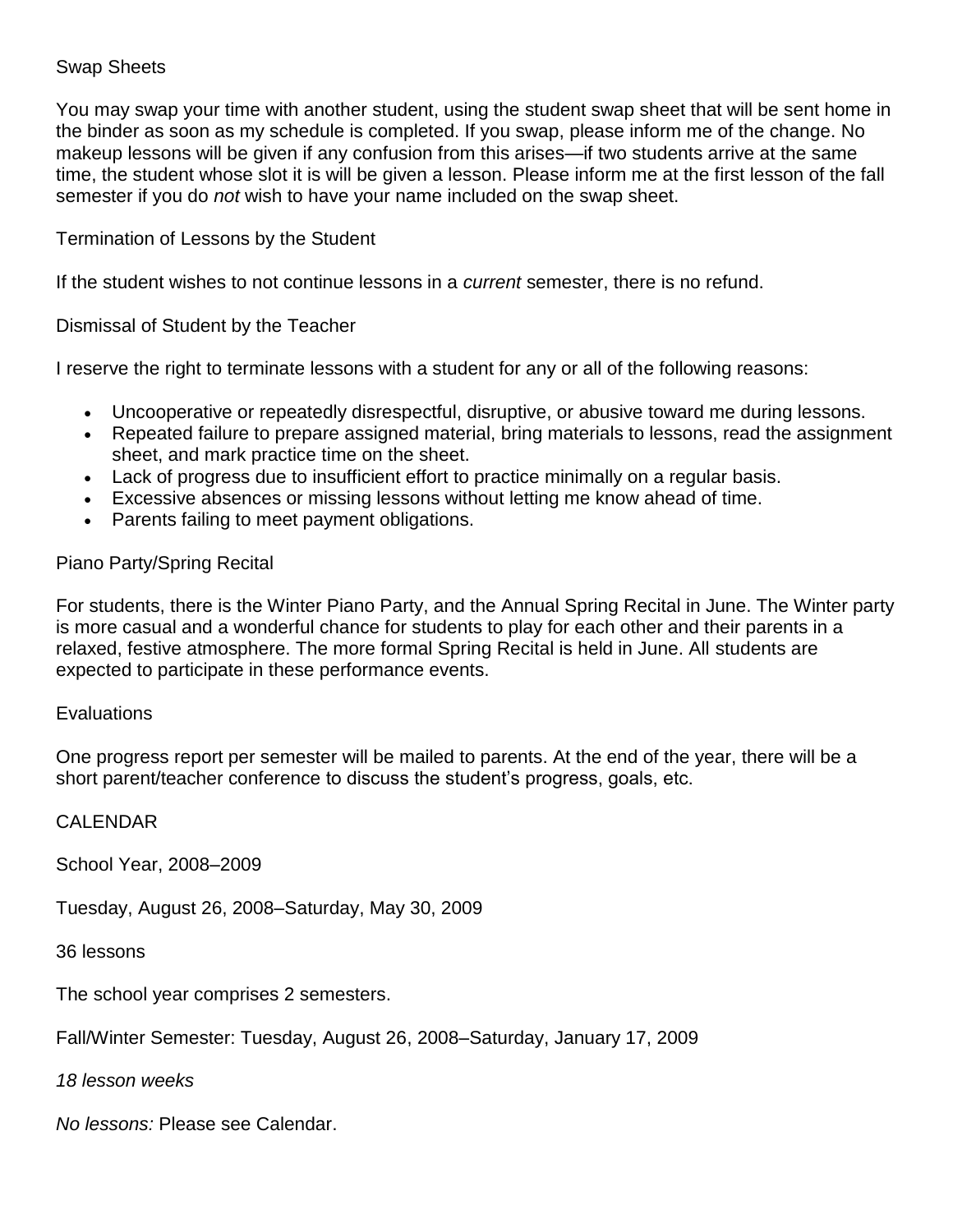## Swap Sheets

You may swap your time with another student, using the student swap sheet that will be sent home in the binder as soon as my schedule is completed. If you swap, please inform me of the change. No makeup lessons will be given if any confusion from this arises—if two students arrive at the same time, the student whose slot it is will be given a lesson. Please inform me at the first lesson of the fall semester if you do *not* wish to have your name included on the swap sheet.

## Termination of Lessons by the Student

If the student wishes to not continue lessons in a *current* semester, there is no refund.

## Dismissal of Student by the Teacher

I reserve the right to terminate lessons with a student for any or all of the following reasons:

- Uncooperative or repeatedly disrespectful, disruptive, or abusive toward me during lessons.
- Repeated failure to prepare assigned material, bring materials to lessons, read the assignment sheet, and mark practice time on the sheet.
- Lack of progress due to insufficient effort to practice minimally on a regular basis.
- Excessive absences or missing lessons without letting me know ahead of time.
- Parents failing to meet payment obligations.

## Piano Party/Spring Recital

For students, there is the Winter Piano Party, and the Annual Spring Recital in June. The Winter party is more casual and a wonderful chance for students to play for each other and their parents in a relaxed, festive atmosphere. The more formal Spring Recital is held in June. All students are expected to participate in these performance events.

## Evaluations

One progress report per semester will be mailed to parents. At the end of the year, there will be a short parent/teacher conference to discuss the student's progress, goals, etc.

# CALENDAR

School Year, 2008–2009

Tuesday, August 26, 2008–Saturday, May 30, 2009

36 lessons

The school year comprises 2 semesters.

Fall/Winter Semester: Tuesday, August 26, 2008–Saturday, January 17, 2009

*18 lesson weeks*

*No lessons:* Please see Calendar.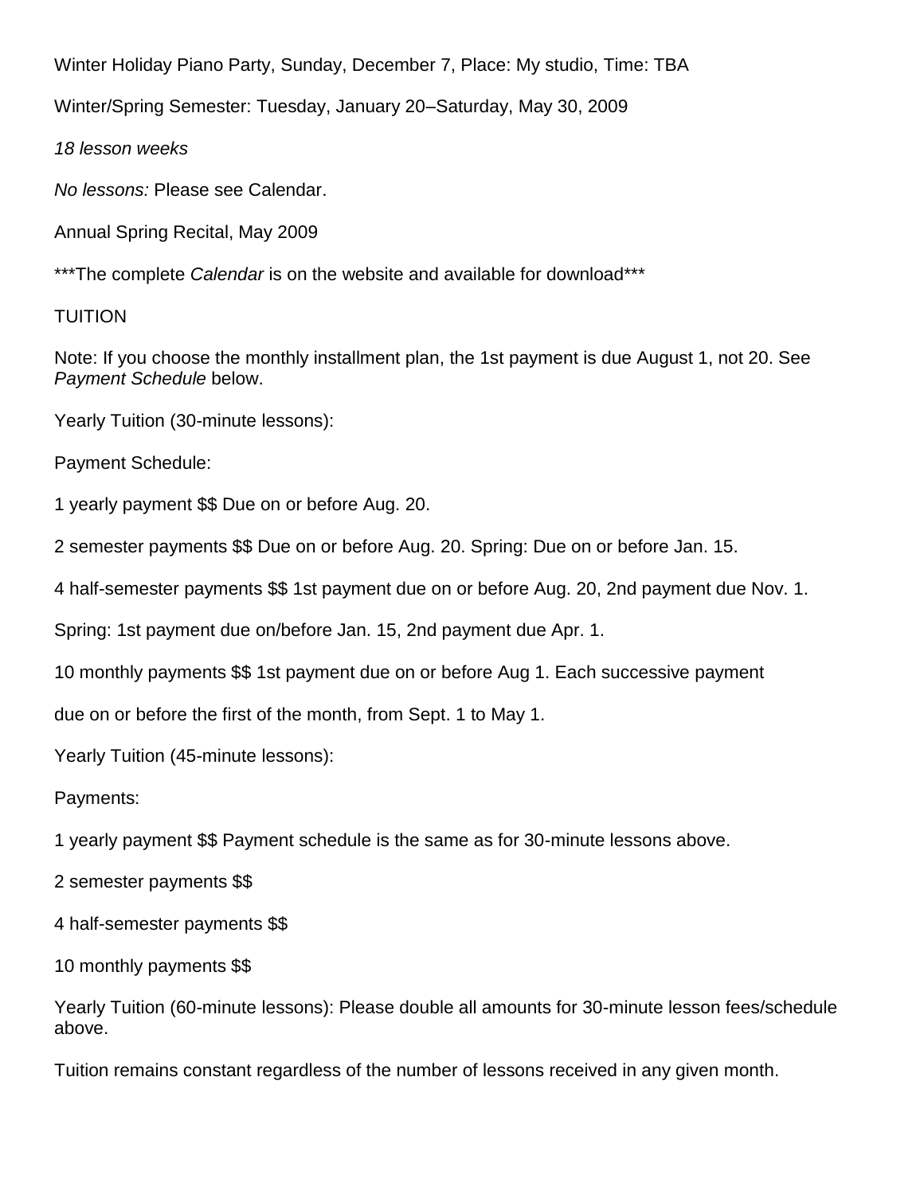Winter Holiday Piano Party, Sunday, December 7, Place: My studio, Time: TBA

Winter/Spring Semester: Tuesday, January 20–Saturday, May 30, 2009

*18 lesson weeks*

*No lessons:* Please see Calendar.

Annual Spring Recital, May 2009

***The complete *Calendar* is on the website and available for download***

TUITION

Note: If you choose the monthly installment plan, the 1st payment is due August 1, not 20. See *Payment Schedule* below.

Yearly Tuition (30-minute lessons):

Payment Schedule:

1 yearly payment $$ Due on or before Aug. 20.

2 semester payments $$ Due on or before Aug. 20. Spring: Due on or before Jan. 15.

4 half-semester payments $$ 1st payment due on or before Aug. 20, 2nd payment due Nov. 1.

Spring: 1st payment due on/before Jan. 15, 2nd payment due Apr. 1.

10 monthly payments $$ 1st payment due on or before Aug 1. Each successive payment

due on or before the first of the month, from Sept. 1 to May 1.

Yearly Tuition (45-minute lessons):

Payments:

1 yearly payment $$ Payment schedule is the same as for 30-minute lessons above.

2 semester payments $$

4 half-semester payments $$

10 monthly payments $$

Yearly Tuition (60-minute lessons): Please double all amounts for 30-minute lesson fees/schedule above.

Tuition remains constant regardless of the number of lessons received in any given month.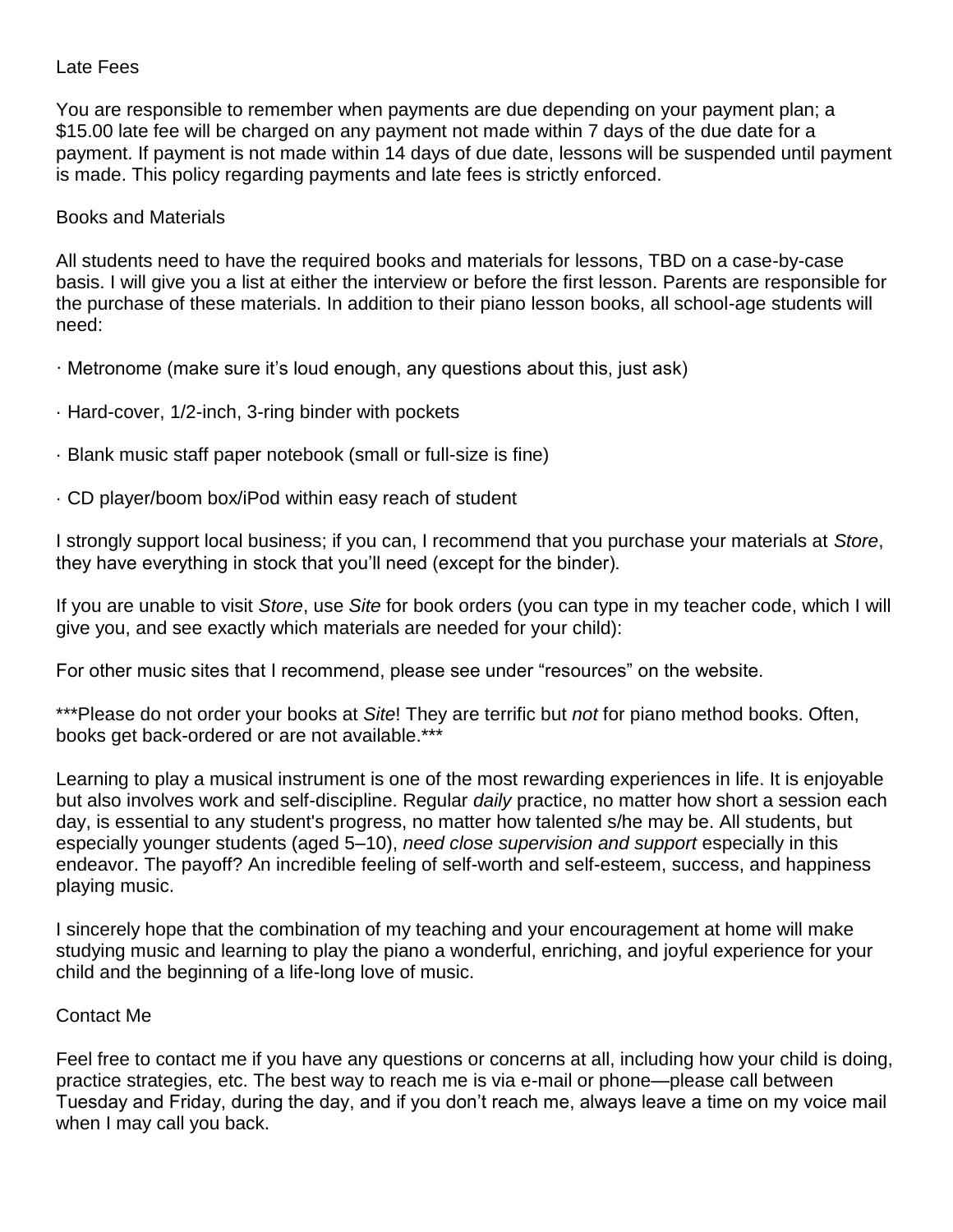## Late Fees

You are responsible to remember when payments are due depending on your payment plan; a $15.00 late fee will be charged on any payment not made within 7 days of the due date for a payment. If payment is not made within 14 days of due date, lessons will be suspended until payment is made. This policy regarding payments and late fees is strictly enforced.

## Books and Materials

All students need to have the required books and materials for lessons, TBD on a case-by-case basis. I will give you a list at either the interview or before the first lesson. Parents are responsible for the purchase of these materials. In addition to their piano lesson books, all school-age students will need:

- Metronome (make sure it's loud enough, any questions about this, just ask)
- Hard-cover, 1/2-inch, 3-ring binder with pockets
- Blank music staff paper notebook (small or full-size is fine)
- CD player/boom box/iPod within easy reach of student

I strongly support local business; if you can, I recommend that you purchase your materials at *Store*, they have everything in stock that you'll need (except for the binder).

If you are unable to visit *Store*, use *Site* for book orders (you can type in my teacher code, which I will give you, and see exactly which materials are needed for your child):

For other music sites that I recommend, please see under "resources" on the website.

***Please do not order your books at *Site*! They are terrific but *not* for piano method books. Often, books get back-ordered or are not available.***

Learning to play a musical instrument is one of the most rewarding experiences in life. It is enjoyable but also involves work and self-discipline. Regular *daily* practice, no matter how short a session each day, is essential to any student's progress, no matter how talented s/he may be. All students, but especially younger students (aged 5–10), *need close supervision and support* especially in this endeavor. The payoff? An incredible feeling of self-worth and self-esteem, success, and happiness playing music.

I sincerely hope that the combination of my teaching and your encouragement at home will make studying music and learning to play the piano a wonderful, enriching, and joyful experience for your child and the beginning of a life-long love of music.

## Contact Me

Feel free to contact me if you have any questions or concerns at all, including how your child is doing, practice strategies, etc. The best way to reach me is via e-mail or phone—please call between Tuesday and Friday, during the day, and if you don't reach me, always leave a time on my voice mail when I may call you back.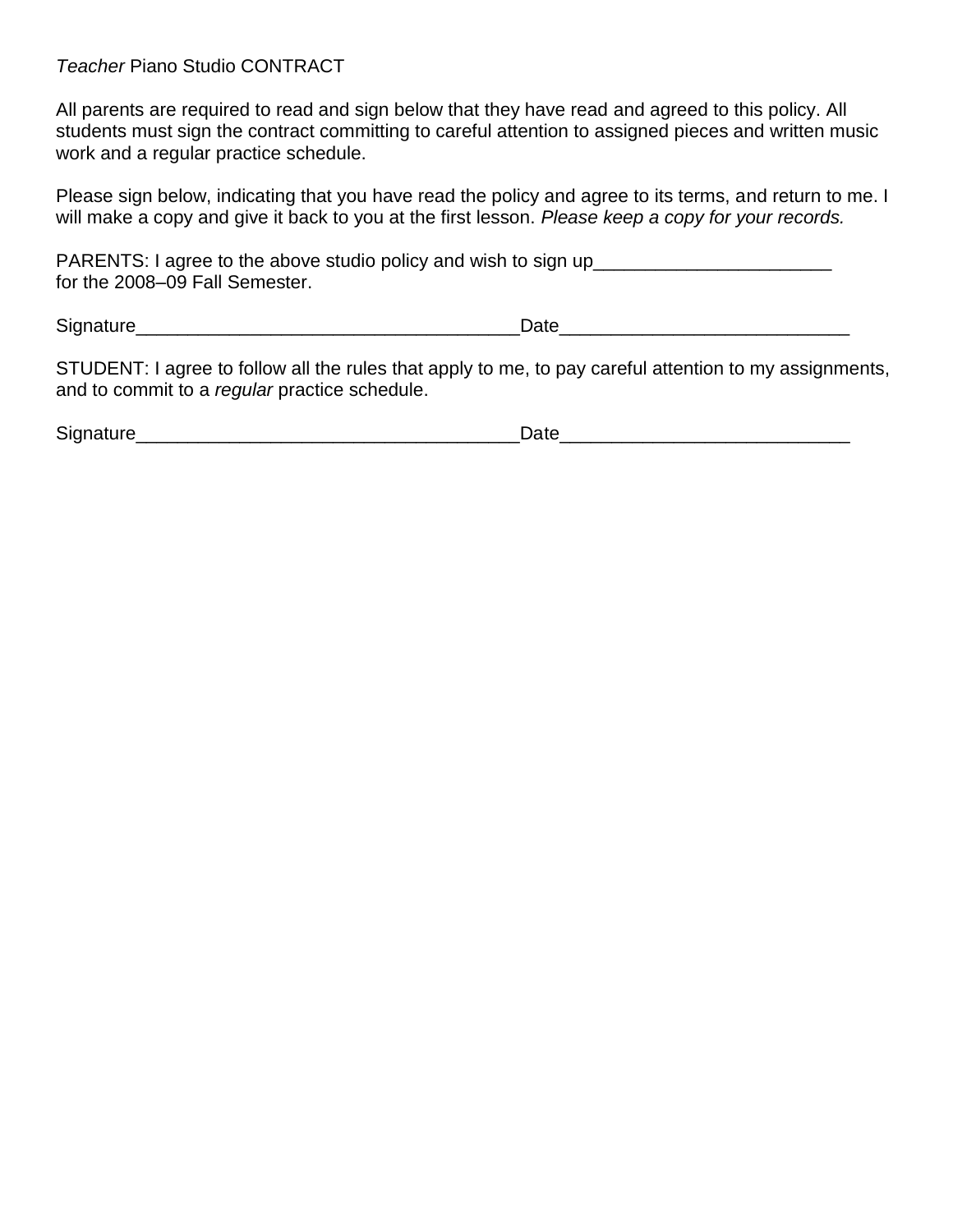*Teacher* Piano Studio CONTRACT

All parents are required to read and sign below that they have read and agreed to this policy. All students must sign the contract committing to careful attention to assigned pieces and written music work and a regular practice schedule.

Please sign below, indicating that you have read the policy and agree to its terms, and return to me. I will make a copy and give it back to you at the first lesson. *Please keep a copy for your records.*

PARENTS: I agree to the above studio policy and wish to sign up_______________________
for the 2008–09 Fall Semester.

Signature_____________________________________Date___________________________

STUDENT: I agree to follow all the rules that apply to me, to pay careful attention to my assignments, and to commit to a *regular* practice schedule.

Signature_____________________________________Date___________________________